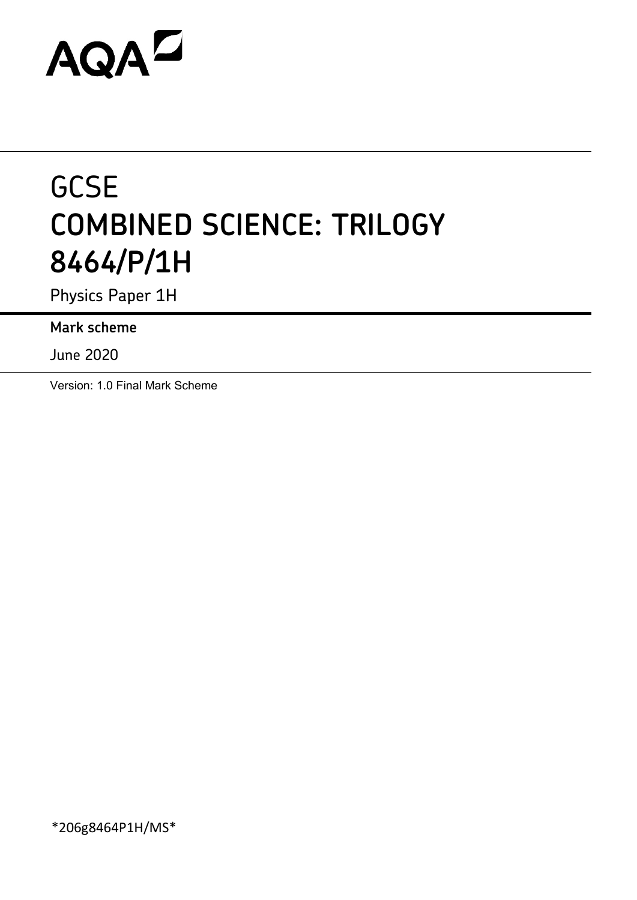AQA

# GCSE
# COMBINED SCIENCE: TRILOGY
# 8464/P/1H

Physics Paper 1H

**Mark scheme**

June 2020

Version: 1.0 Final Mark Scheme

*206g8464P1H/MS*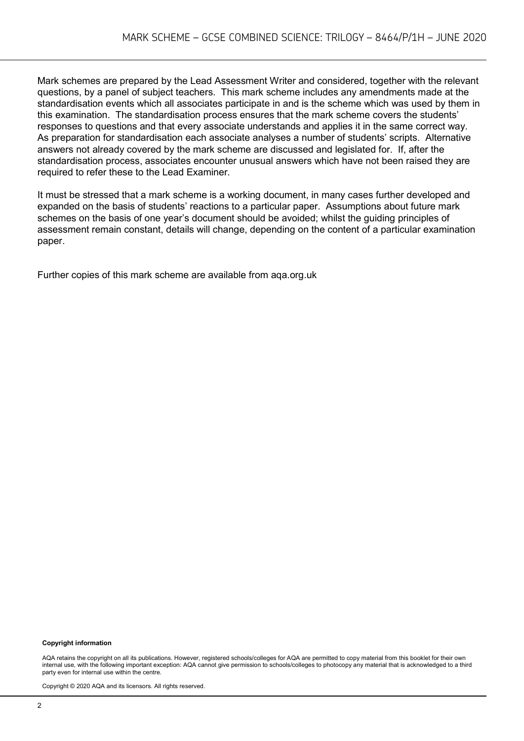Mark schemes are prepared by the Lead Assessment Writer and considered, together with the relevant questions, by a panel of subject teachers. This mark scheme includes any amendments made at the standardisation events which all associates participate in and is the scheme which was used by them in this examination. The standardisation process ensures that the mark scheme covers the students' responses to questions and that every associate understands and applies it in the same correct way. As preparation for standardisation each associate analyses a number of students' scripts. Alternative answers not already covered by the mark scheme are discussed and legislated for. If, after the standardisation process, associates encounter unusual answers which have not been raised they are required to refer these to the Lead Examiner.

It must be stressed that a mark scheme is a working document, in many cases further developed and expanded on the basis of students' reactions to a particular paper. Assumptions about future mark schemes on the basis of one year's document should be avoided; whilst the guiding principles of assessment remain constant, details will change, depending on the content of a particular examination paper.

Further copies of this mark scheme are available from aqa.org.uk

**Copyright information**

AQA retains the copyright on all its publications. However, registered schools/colleges for AQA are permitted to copy material from this booklet for their own internal use, with the following important exception: AQA cannot give permission to schools/colleges to photocopy any material that is acknowledged to a third party even for internal use within the centre.

Copyright © 2020 AQA and its licensors. All rights reserved.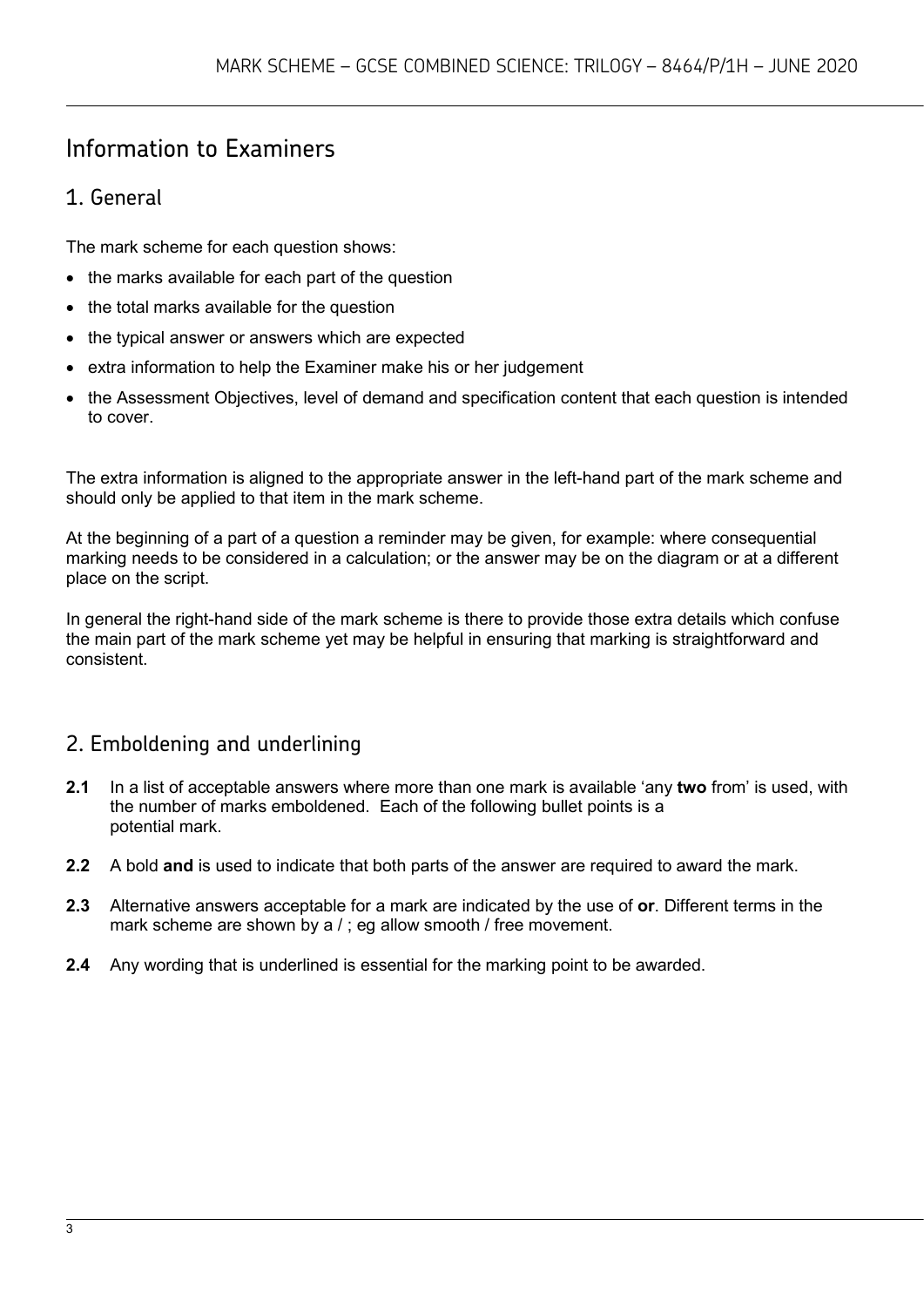# Information to Examiners

## 1. General

The mark scheme for each question shows:

- the marks available for each part of the question
- the total marks available for the question
- the typical answer or answers which are expected
- extra information to help the Examiner make his or her judgement
- the Assessment Objectives, level of demand and specification content that each question is intended to cover.

The extra information is aligned to the appropriate answer in the left-hand part of the mark scheme and should only be applied to that item in the mark scheme.

At the beginning of a part of a question a reminder may be given, for example: where consequential marking needs to be considered in a calculation; or the answer may be on the diagram or at a different place on the script.

In general the right-hand side of the mark scheme is there to provide those extra details which confuse the main part of the mark scheme yet may be helpful in ensuring that marking is straightforward and consistent.

## 2. Emboldening and underlining

**2.1** In a list of acceptable answers where more than one mark is available 'any **two** from' is used, with the number of marks emboldened. Each of the following bullet points is a potential mark.

**2.2** A bold **and** is used to indicate that both parts of the answer are required to award the mark.

**2.3** Alternative answers acceptable for a mark are indicated by the use of **or**. Different terms in the mark scheme are shown by a / ; eg allow smooth / free movement.

**2.4** Any wording that is underlined is essential for the marking point to be awarded.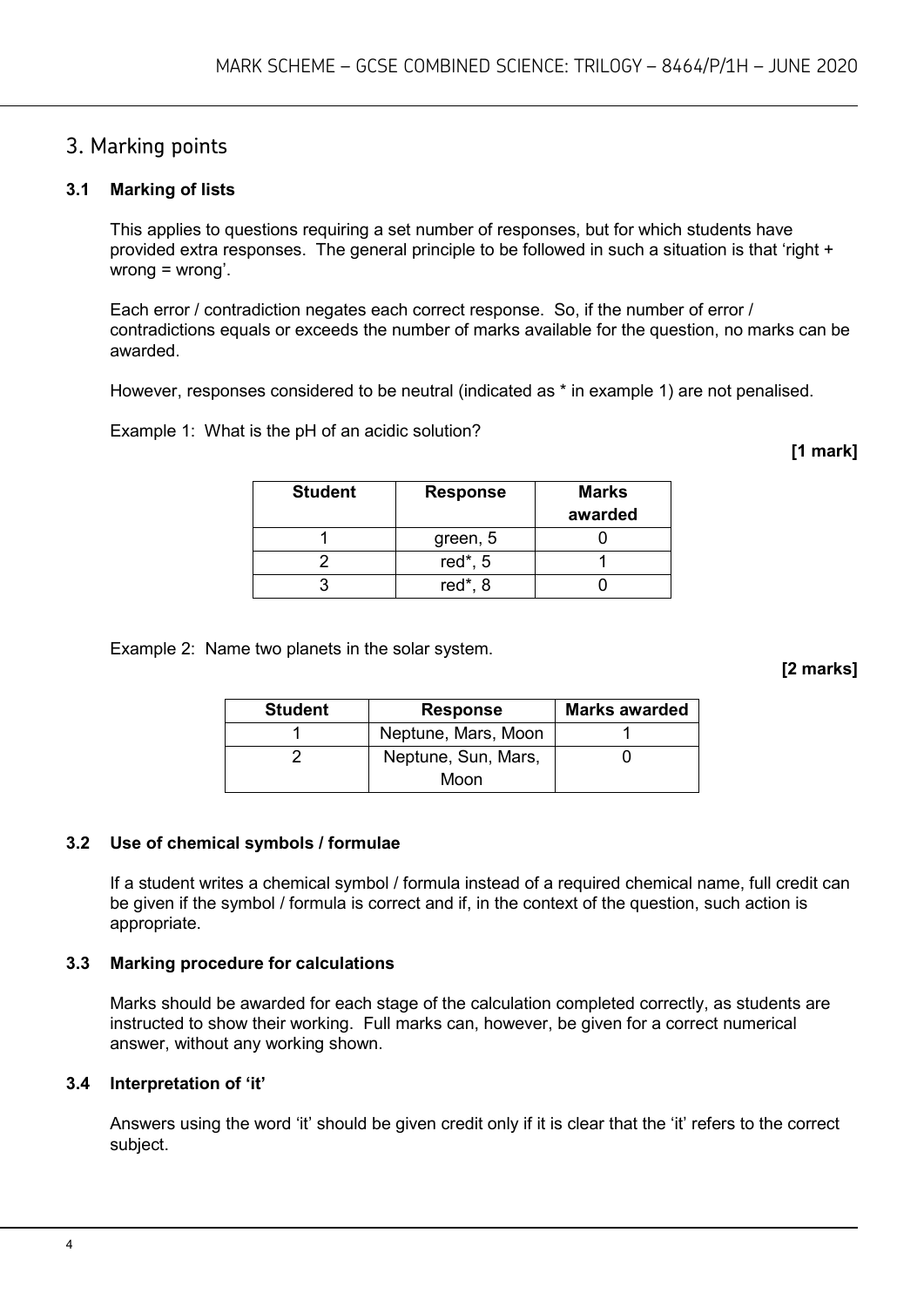## 3. Marking points

### 3.1 Marking of lists

This applies to questions requiring a set number of responses, but for which students have provided extra responses. The general principle to be followed in such a situation is that 'right + wrong = wrong'.

Each error / contradiction negates each correct response. So, if the number of error / contradictions equals or exceeds the number of marks available for the question, no marks can be awarded.

However, responses considered to be neutral (indicated as * in example 1) are not penalised.

Example 1: What is the pH of an acidic solution? **[1 mark]**

| Student | Response | Marks awarded |
|---|---|---|
| 1 | green, 5 | 0 |
| 2 | red*, 5 | 1 |
| 3 | red*, 8 | 0 |

Example 2: Name two planets in the solar system. **[2 marks]**

| Student | Response | Marks awarded |
|---|---|---|
| 1 | Neptune, Mars, Moon | 1 |
| 2 | Neptune, Sun, Mars, Moon | 0 |

### 3.2 Use of chemical symbols / formulae

If a student writes a chemical symbol / formula instead of a required chemical name, full credit can be given if the symbol / formula is correct and if, in the context of the question, such action is appropriate.

### 3.3 Marking procedure for calculations

Marks should be awarded for each stage of the calculation completed correctly, as students are instructed to show their working. Full marks can, however, be given for a correct numerical answer, without any working shown.

### 3.4 Interpretation of 'it'

Answers using the word 'it' should be given credit only if it is clear that the 'it' refers to the correct subject.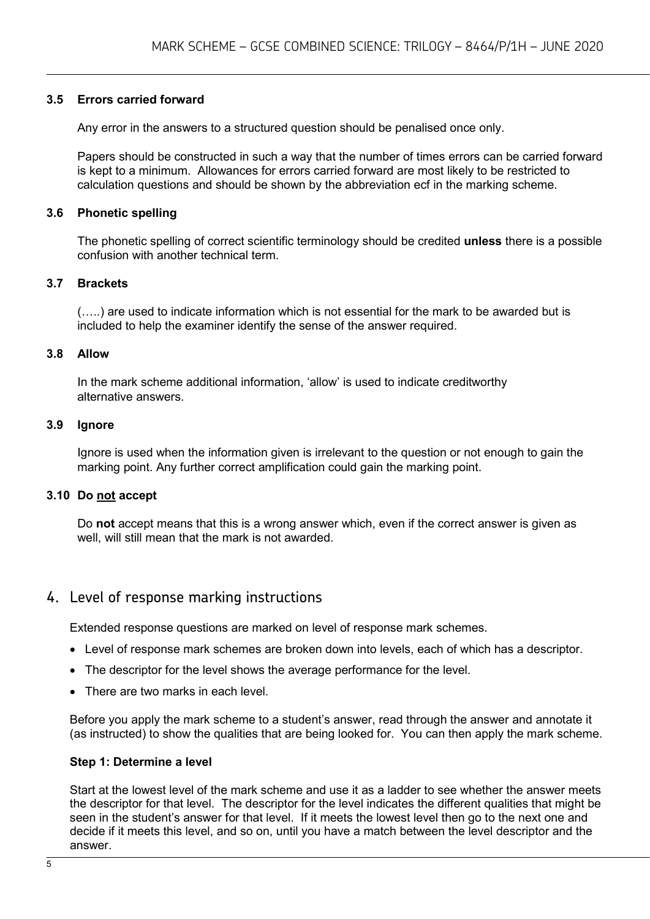### 3.5 Errors carried forward

Any error in the answers to a structured question should be penalised once only.

Papers should be constructed in such a way that the number of times errors can be carried forward is kept to a minimum. Allowances for errors carried forward are most likely to be restricted to calculation questions and should be shown by the abbreviation ecf in the marking scheme.

### 3.6 Phonetic spelling

The phonetic spelling of correct scientific terminology should be credited **unless** there is a possible confusion with another technical term.

### 3.7 Brackets

(…..) are used to indicate information which is not essential for the mark to be awarded but is included to help the examiner identify the sense of the answer required.

### 3.8 Allow

In the mark scheme additional information, 'allow' is used to indicate creditworthy alternative answers.

### 3.9 Ignore

Ignore is used when the information given is irrelevant to the question or not enough to gain the marking point. Any further correct amplification could gain the marking point.

### 3.10 Do <u>not</u> accept

Do **not** accept means that this is a wrong answer which, even if the correct answer is given as well, will still mean that the mark is not awarded.

## 4. Level of response marking instructions

Extended response questions are marked on level of response mark schemes.

- Level of response mark schemes are broken down into levels, each of which has a descriptor.
- The descriptor for the level shows the average performance for the level.
- There are two marks in each level.

Before you apply the mark scheme to a student's answer, read through the answer and annotate it (as instructed) to show the qualities that are being looked for. You can then apply the mark scheme.

**Step 1: Determine a level**

Start at the lowest level of the mark scheme and use it as a ladder to see whether the answer meets the descriptor for that level. The descriptor for the level indicates the different qualities that might be seen in the student's answer for that level. If it meets the lowest level then go to the next one and decide if it meets this level, and so on, until you have a match between the level descriptor and the answer.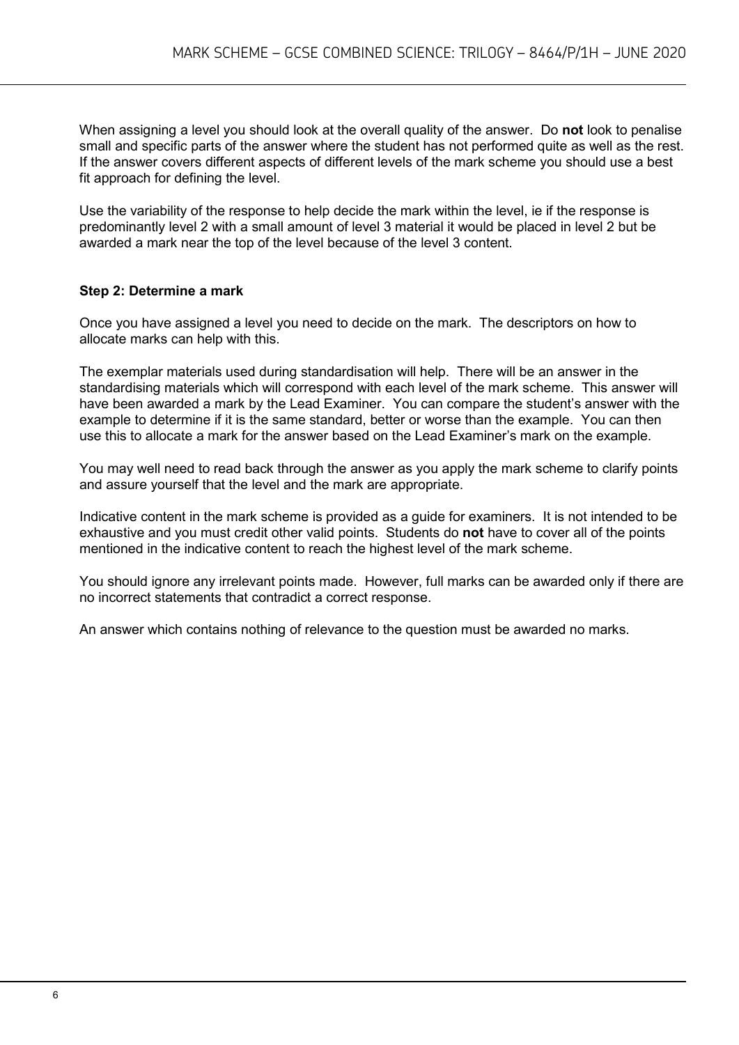When assigning a level you should look at the overall quality of the answer. Do **not** look to penalise small and specific parts of the answer where the student has not performed quite as well as the rest. If the answer covers different aspects of different levels of the mark scheme you should use a best fit approach for defining the level.

Use the variability of the response to help decide the mark within the level, ie if the response is predominantly level 2 with a small amount of level 3 material it would be placed in level 2 but be awarded a mark near the top of the level because of the level 3 content.

### Step 2: Determine a mark

Once you have assigned a level you need to decide on the mark. The descriptors on how to allocate marks can help with this.

The exemplar materials used during standardisation will help. There will be an answer in the standardising materials which will correspond with each level of the mark scheme. This answer will have been awarded a mark by the Lead Examiner. You can compare the student's answer with the example to determine if it is the same standard, better or worse than the example. You can then use this to allocate a mark for the answer based on the Lead Examiner's mark on the example.

You may well need to read back through the answer as you apply the mark scheme to clarify points and assure yourself that the level and the mark are appropriate.

Indicative content in the mark scheme is provided as a guide for examiners. It is not intended to be exhaustive and you must credit other valid points. Students do **not** have to cover all of the points mentioned in the indicative content to reach the highest level of the mark scheme.

You should ignore any irrelevant points made. However, full marks can be awarded only if there are no incorrect statements that contradict a correct response.

An answer which contains nothing of relevance to the question must be awarded no marks.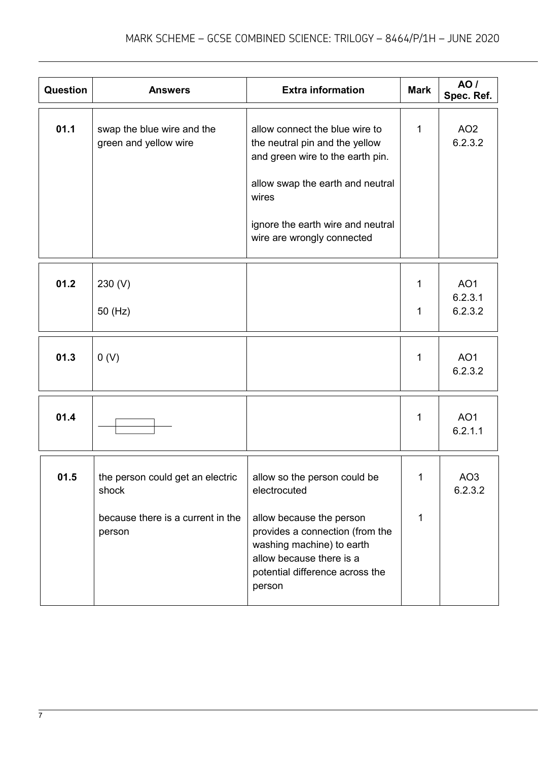| Question | Answers | Extra information | Mark | AO / Spec. Ref. |
|---|---|---|---|---|
| 01.1 | swap the blue wire and the green and yellow wire | allow connect the blue wire to the neutral pin and the yellow and green wire to the earth pin.<br><br>allow swap the earth and neutral wires<br><br>ignore the earth wire and neutral wire are wrongly connected | 1 | AO2<br>6.2.3.2 |
| 01.2 | 230 (V)<br><br>50 (Hz) | | 1<br><br>1 | AO1<br>6.2.3.1<br>6.2.3.2 |
| 01.3 | 0 (V) | | 1 | AO1<br>6.2.3.2 |
| 01.4 | [fuse symbol] | | 1 | AO1<br>6.2.1.1 |
| 01.5 | the person could get an electric shock<br><br>because there is a current in the person | allow so the person could be electrocuted<br><br>allow because the person provides a connection (from the washing machine) to earth<br>allow because there is a potential difference across the person | 1<br><br>1 | AO3<br>6.2.3.2 |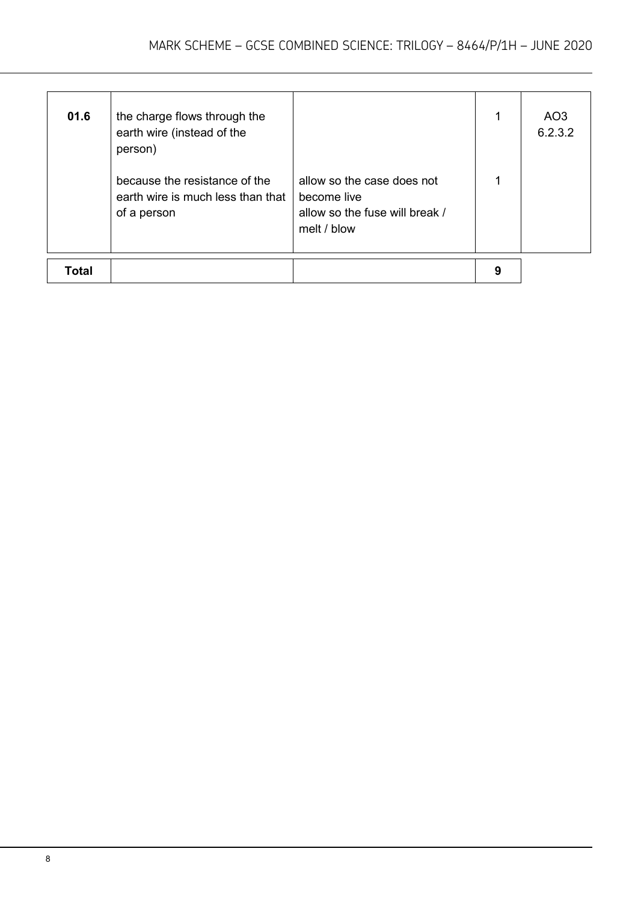| | | | | |
|---|---|---|---|---|
| **01.6** | the charge flows through the earth wire (instead of the person) | | 1 | AO3 6.2.3.2 |
| | because the resistance of the earth wire is much less than that of a person | allow so the case does not become live<br>allow so the fuse will break / melt / blow | 1 | |
| **Total** | | | **9** | |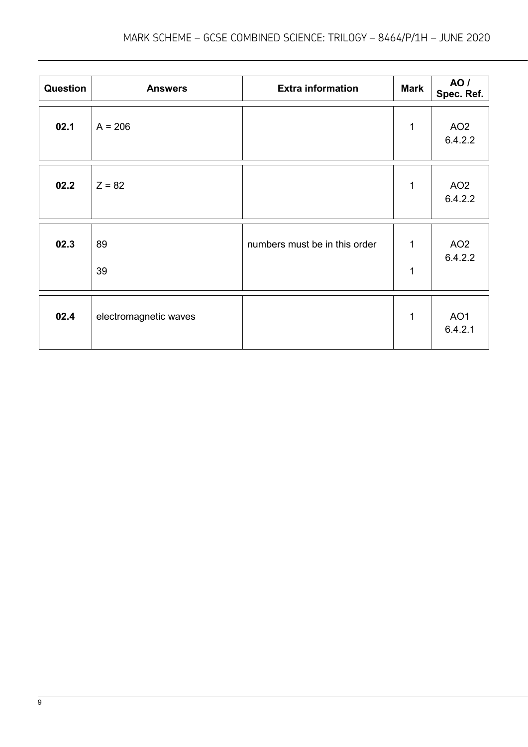| Question | Answers | Extra information | Mark | AO / Spec. Ref. |
| --- | --- | --- | --- | --- |
| **02.1** | A = 206 | | 1 | AO2 6.4.2.2 |
| **02.2** | Z = 82 | | 1 | AO2 6.4.2.2 |
| **02.3** | 89 | numbers must be in this order | 1 | AO2 6.4.2.2 |
| | 39 | | 1 | |
| **02.4** | electromagnetic waves | | 1 | AO1 6.4.2.1 |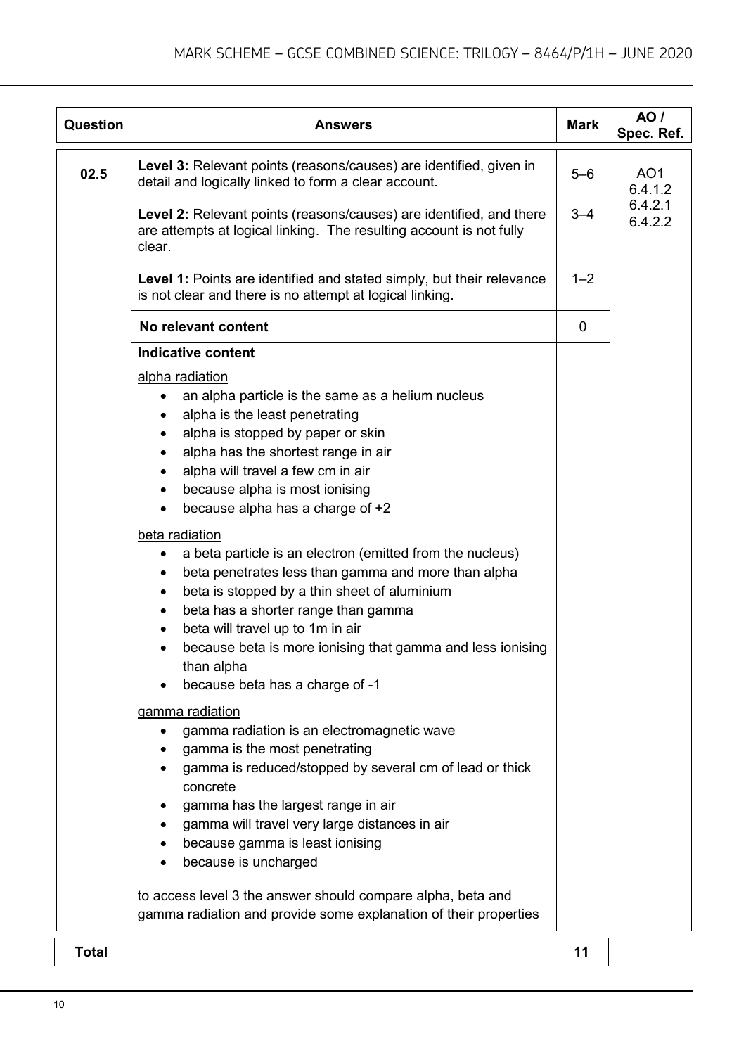| Question | Answers | Mark | AO / Spec. Ref. |
|---|---|---|---|
| 02.5 | **Level 3:** Relevant points (reasons/causes) are identified, given in detail and logically linked to form a clear account. | 5–6 | AO1 6.4.1.2 6.4.2.1 6.4.2.2 |
| | **Level 2:** Relevant points (reasons/causes) are identified, and there are attempts at logical linking. The resulting account is not fully clear. | 3–4 | |
| | **Level 1:** Points are identified and stated simply, but their relevance is not clear and there is no attempt at logical linking. | 1–2 | |
| | **No relevant content** | 0 | |
| | **Indicative content**<br><br>alpha radiation<br>• an alpha particle is the same as a helium nucleus<br>• alpha is the least penetrating<br>• alpha is stopped by paper or skin<br>• alpha has the shortest range in air<br>• alpha will travel a few cm in air<br>• because alpha is most ionising<br>• because alpha has a charge of +2<br><br>beta radiation<br>• a beta particle is an electron (emitted from the nucleus)<br>• beta penetrates less than gamma and more than alpha<br>• beta is stopped by a thin sheet of aluminium<br>• beta has a shorter range than gamma<br>• beta will travel up to 1m in air<br>• because beta is more ionising that gamma and less ionising than alpha<br>• because beta has a charge of -1<br><br>gamma radiation<br>• gamma radiation is an electromagnetic wave<br>• gamma is the most penetrating<br>• gamma is reduced/stopped by several cm of lead or thick concrete<br>• gamma has the largest range in air<br>• gamma will travel very large distances in air<br>• because gamma is least ionising<br>• because is uncharged<br><br>to access level 3 the answer should compare alpha, beta and gamma radiation and provide some explanation of their properties | | |
| **Total** | | **11** | |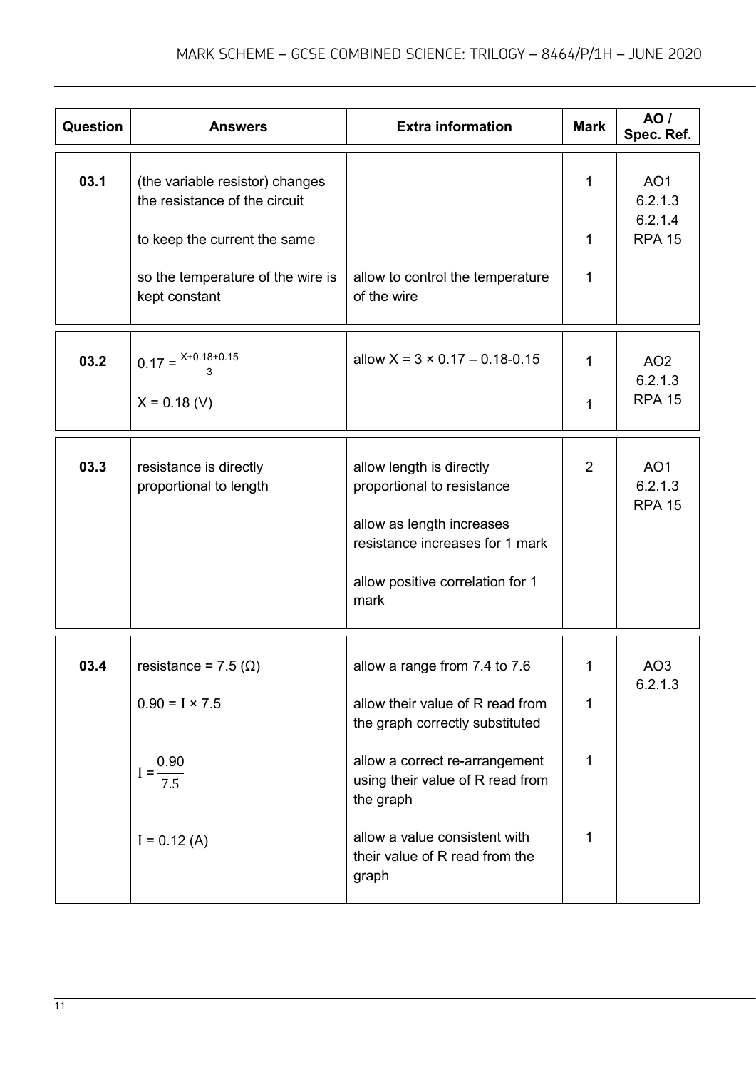| Question | Answers | Extra information | Mark | AO / Spec. Ref. |
| --- | --- | --- | --- | --- |
| 03.1 | (the variable resistor) changes the resistance of the circuit | | 1 | AO1 6.2.1.3 6.2.1.4 RPA 15 |
| | to keep the current the same | | 1 | |
| | so the temperature of the wire is kept constant | allow to control the temperature of the wire | 1 | |
| 03.2 | $0.17 = \frac{X+0.18+0.15}{3}$ | allow $X = 3 \times 0.17 – 0.18-0.15$ | 1 | AO2 6.2.1.3 RPA 15 |
| | $X = 0.18$ (V) | | 1 | |
| 03.3 | resistance is directly proportional to length | allow length is directly proportional to resistance<br><br>allow as length increases resistance increases for 1 mark<br><br>allow positive correlation for 1 mark | 2 | AO1 6.2.1.3 RPA 15 |
| 03.4 | resistance = 7.5 (Ω) | allow a range from 7.4 to 7.6 | 1 | AO3 6.2.1.3 |
| | $0.90 = I \times 7.5$ | allow their value of R read from the graph correctly substituted | 1 | |
| | $I = \frac{0.90}{7.5}$ | allow a correct re-arrangement using their value of R read from the graph | 1 | |
| | $I = 0.12$ (A) | allow a value consistent with their value of R read from the graph | 1 | |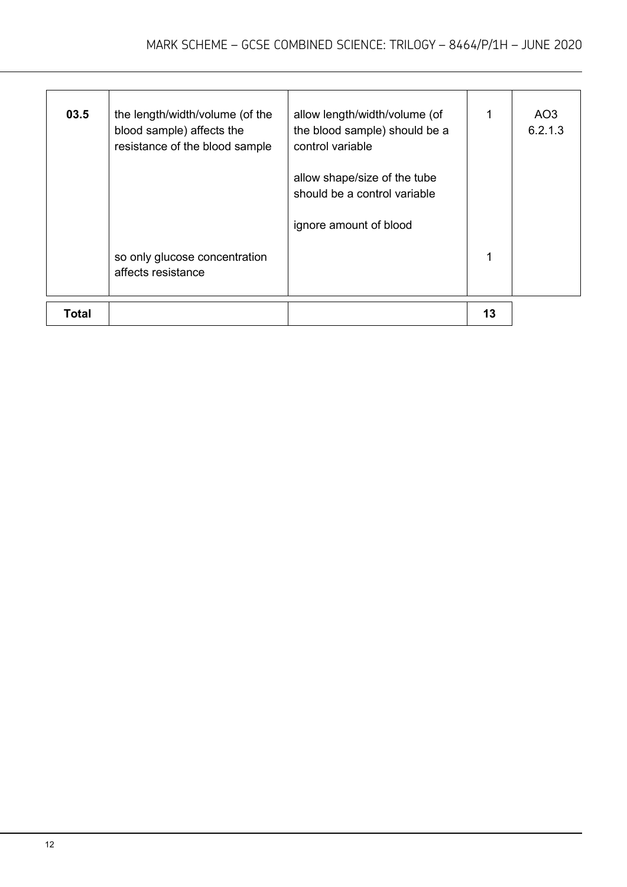| Question | Answers | Extra information | Mark | AO / Spec. Ref. |
|---|---|---|---|---|
| 03.5 | the length/width/volume (of the blood sample) affects the resistance of the blood sample | allow length/width/volume (of the blood sample) should be a control variable<br><br>allow shape/size of the tube should be a control variable<br><br>ignore amount of blood | 1 | AO3<br>6.2.1.3 |
| | so only glucose concentration affects resistance | | 1 | |
| **Total** | | | **13** | |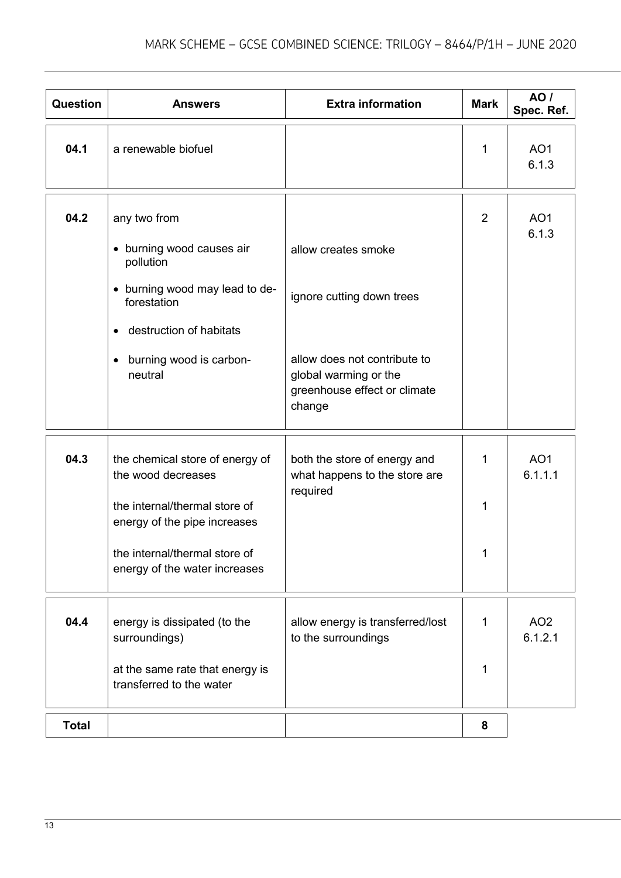| Question | Answers | Extra information | Mark | AO / Spec. Ref. |
|---|---|---|---|---|
| 04.1 | a renewable biofuel | | 1 | AO1<br>6.1.3 |
| 04.2 | any two from<br>• burning wood causes air pollution<br>• burning wood may lead to de-forestation<br>• destruction of habitats<br>• burning wood is carbon-neutral | <br>allow creates smoke<br>ignore cutting down trees<br><br>allow does not contribute to global warming or the greenhouse effect or climate change | 2 | AO1<br>6.1.3 |
| 04.3 | the chemical store of energy of the wood decreases<br>the internal/thermal store of energy of the pipe increases<br>the internal/thermal store of energy of the water increases | both the store of energy and what happens to the store are required | 1<br>1<br>1 | AO1<br>6.1.1.1 |
| 04.4 | energy is dissipated (to the surroundings)<br>at the same rate that energy is transferred to the water | allow energy is transferred/lost to the surroundings | 1<br>1 | AO2<br>6.1.2.1 |
| Total | | | 8 | |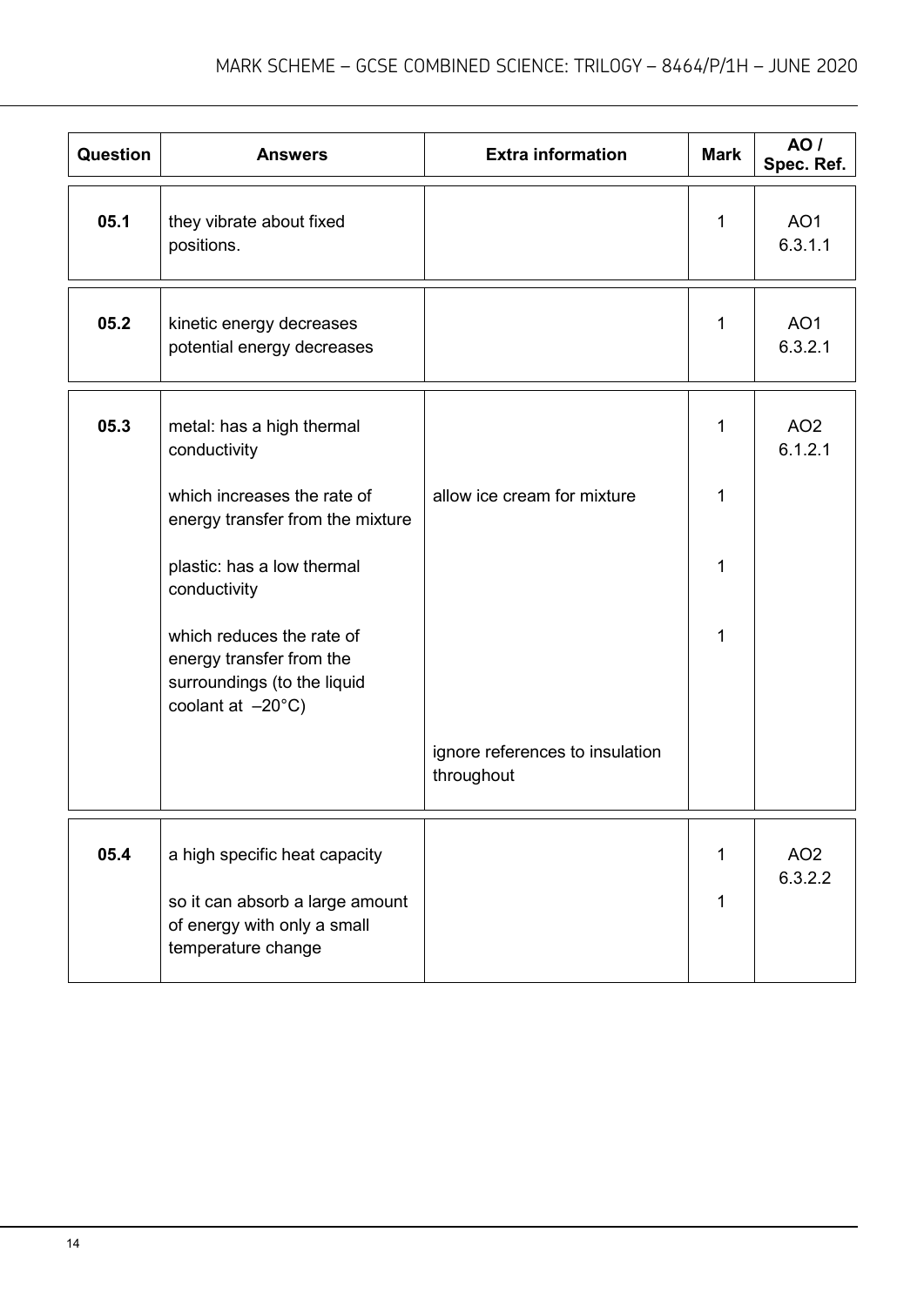| Question | Answers | Extra information | Mark | AO / Spec. Ref. |
|---|---|---|---|---|
| 05.1 | they vibrate about fixed positions. | | 1 | AO1 6.3.1.1 |
| 05.2 | kinetic energy decreases<br>potential energy decreases | | 1 | AO1 6.3.2.1 |
| 05.3 | metal: has a high thermal conductivity | | 1 | AO2 6.1.2.1 |
| | which increases the rate of energy transfer from the mixture | allow ice cream for mixture | 1 | |
| | plastic: has a low thermal conductivity | | 1 | |
| | which reduces the rate of energy transfer from the surroundings (to the liquid coolant at –20°C) | | 1 | |
| | | ignore references to insulation throughout | | |
| 05.4 | a high specific heat capacity | | 1 | AO2 6.3.2.2 |
| | so it can absorb a large amount of energy with only a small temperature change | | 1 | |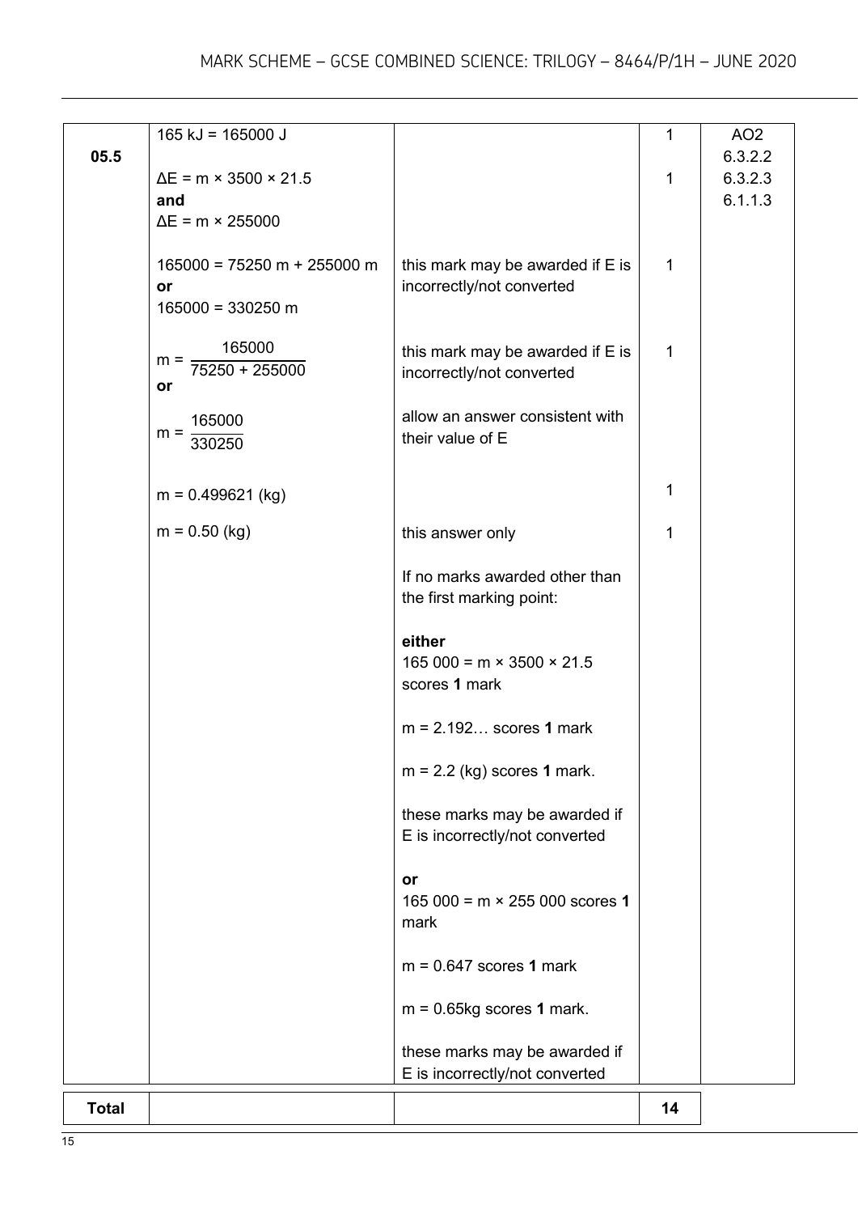| Question | Answers | Extra information | Mark | AO / Spec. Ref. |
|---|---|---|---|---|
| 05.5 | 165 kJ = 165000 J | | 1 | AO2<br>6.3.2.2<br>6.3.2.3<br>6.1.1.3 |
| | $\Delta E = m \times 3500 \times 21.5$<br>**and**<br>$\Delta E = m \times 255000$ | | 1 | |
| | $165000 = 75250\,m + 255000\,m$<br>**or**<br>$165000 = 330250\,m$ | this mark may be awarded if E is incorrectly/not converted | 1 | |
| | $m = \dfrac{165000}{75250 + 255000}$<br>**or**<br>$m = \dfrac{165000}{330250}$ | this mark may be awarded if E is incorrectly/not converted<br><br>allow an answer consistent with their value of E | 1 | |
| | $m = 0.499621$ (kg) | | 1 | |
| | $m = 0.50$ (kg) | this answer only<br><br>If no marks awarded other than the first marking point:<br><br>**either**<br>$165\,000 = m \times 3500 \times 21.5$ scores **1** mark<br><br>$m = 2.192…$ scores **1** mark<br><br>$m = 2.2$ (kg) scores **1** mark.<br><br>these marks may be awarded if E is incorrectly/not converted<br><br>**or**<br>$165\,000 = m \times 255\,000$ scores **1** mark<br><br>$m = 0.647$ scores **1** mark<br><br>$m = 0.65$kg scores **1** mark.<br><br>these marks may be awarded if E is incorrectly/not converted | 1 | |
| **Total** | | | **14** | |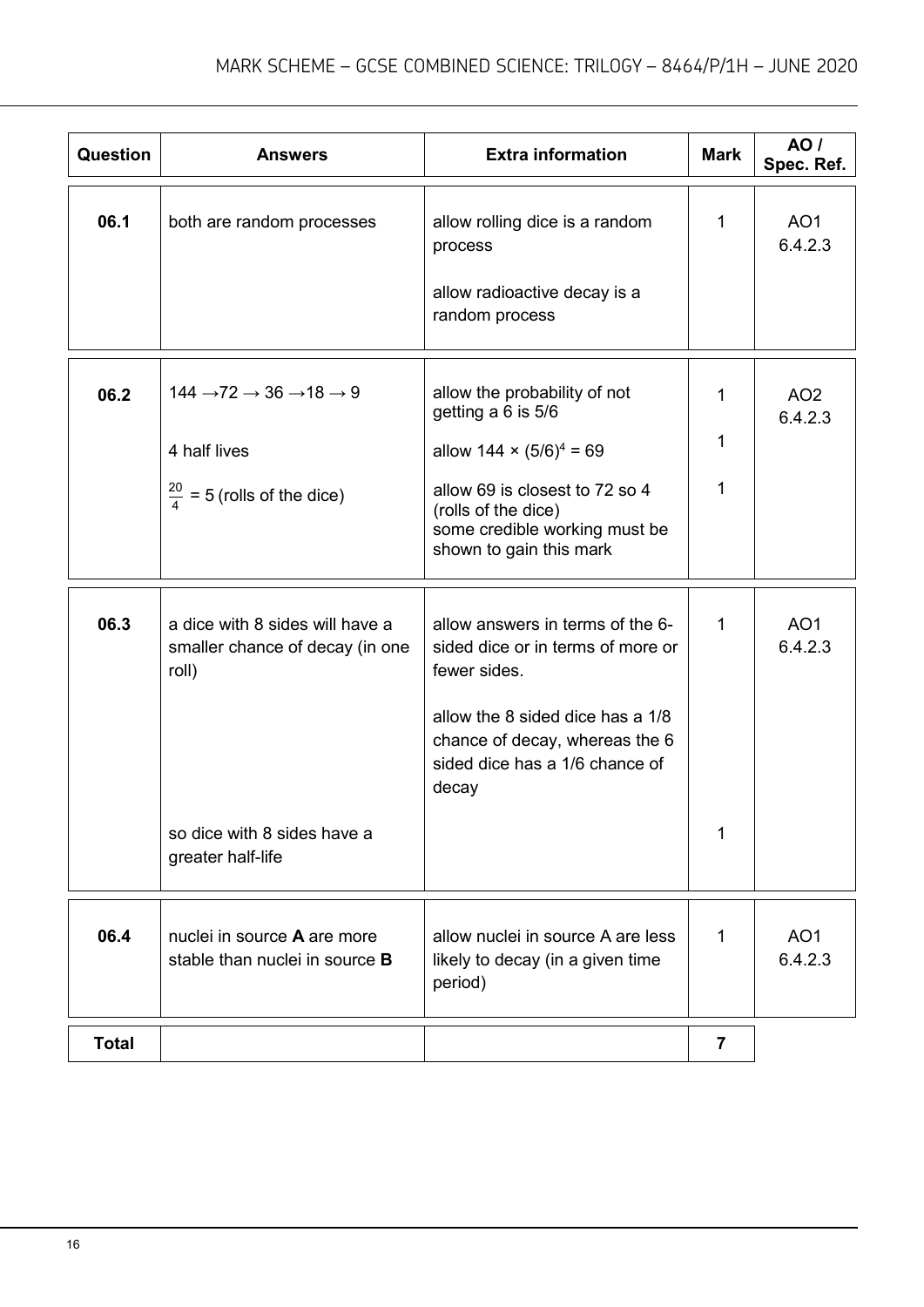| Question | Answers | Extra information | Mark | AO / Spec. Ref. |
|---|---|---|---|---|
| 06.1 | both are random processes | allow rolling dice is a random process<br><br>allow radioactive decay is a random process | 1 | AO1<br>6.4.2.3 |
| 06.2 | $144 \rightarrow 72 \rightarrow 36 \rightarrow 18 \rightarrow 9$ | allow the probability of not getting a 6 is 5/6 | 1 | AO2<br>6.4.2.3 |
| | 4 half lives | allow $144 \times (5/6)^4 = 69$ | 1 | |
| | $\frac{20}{4} = 5$ (rolls of the dice) | allow 69 is closest to 72 so 4 (rolls of the dice)<br>some credible working must be shown to gain this mark | 1 | |
| 06.3 | a dice with 8 sides will have a smaller chance of decay (in one roll) | allow answers in terms of the 6-sided dice or in terms of more or fewer sides.<br><br>allow the 8 sided dice has a 1/8 chance of decay, whereas the 6 sided dice has a 1/6 chance of decay | 1 | AO1<br>6.4.2.3 |
| | so dice with 8 sides have a greater half-life | | 1 | |
| 06.4 | nuclei in source **A** are more stable than nuclei in source **B** | allow nuclei in source A are less likely to decay (in a given time period) | 1 | AO1<br>6.4.2.3 |
| **Total** | | | **7** | |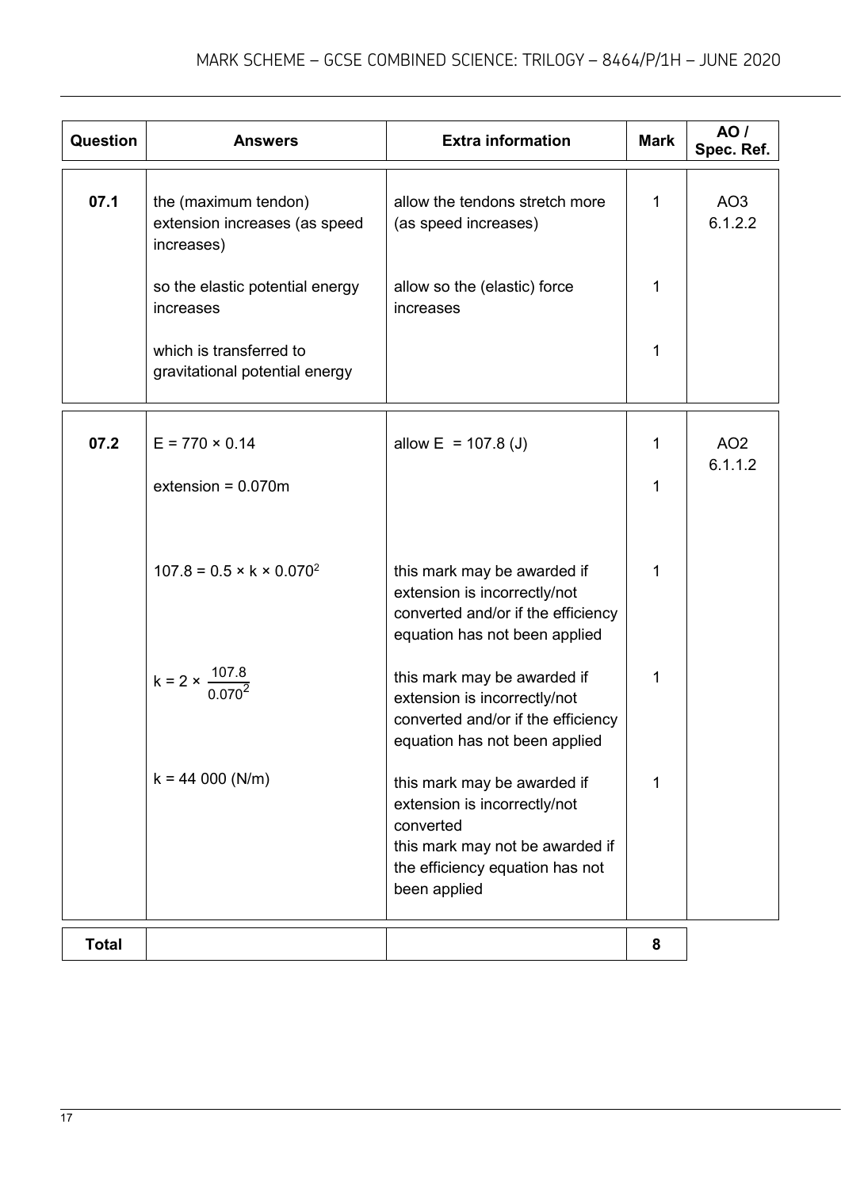| Question | Answers | Extra information | Mark | AO / Spec. Ref. |
|---|---|---|---|---|
| 07.1 | the (maximum tendon) extension increases (as speed increases) | allow the tendons stretch more (as speed increases) | 1 | AO3 6.1.2.2 |
| | so the elastic potential energy increases | allow so the (elastic) force increases | 1 | |
| | which is transferred to gravitational potential energy | | 1 | |
| 07.2 | $E = 770 \times 0.14$ | allow $E = 107.8$ (J) | 1 | AO2 6.1.1.2 |
| | extension = 0.070m | | 1 | |
| | $107.8 = 0.5 \times k \times 0.070^2$ | this mark may be awarded if extension is incorrectly/not converted and/or if the efficiency equation has not been applied | 1 | |
| | $k = 2 \times \frac{107.8}{0.070^2}$ | this mark may be awarded if extension is incorrectly/not converted and/or if the efficiency equation has not been applied | 1 | |
| | $k = 44\ 000$ (N/m) | this mark may be awarded if extension is incorrectly/not converted<br>this mark may not be awarded if the efficiency equation has not been applied | 1 | |
| **Total** | | | **8** | |